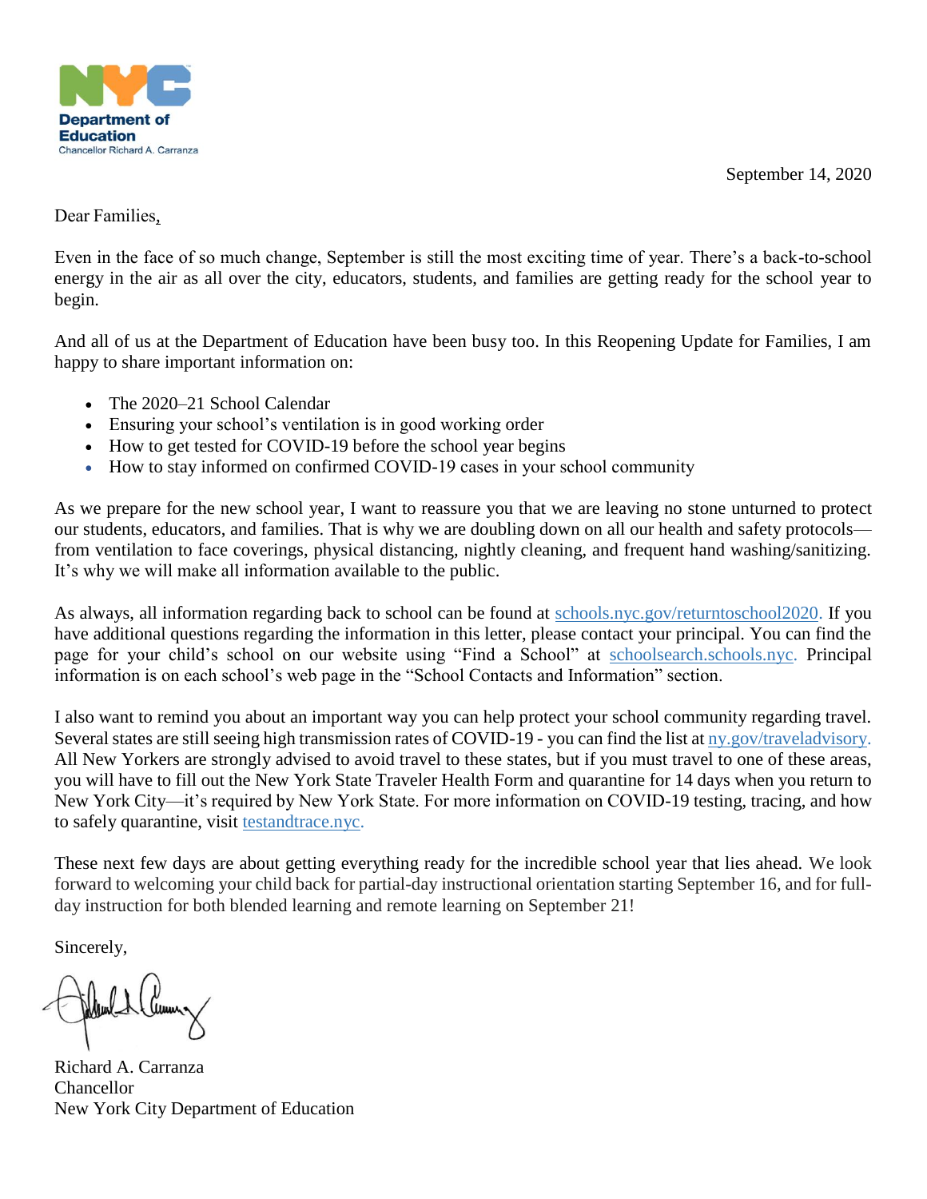NYC Department of Education
Chancellor Richard A. Carranza

September 14, 2020

Dear Families,

Even in the face of so much change, September is still the most exciting time of year. There's a back-to-school energy in the air as all over the city, educators, students, and families are getting ready for the school year to begin.

And all of us at the Department of Education have been busy too. In this Reopening Update for Families, I am happy to share important information on:

- The 2020–21 School Calendar
- Ensuring your school's ventilation is in good working order
- How to get tested for COVID-19 before the school year begins
- How to stay informed on confirmed COVID-19 cases in your school community

As we prepare for the new school year, I want to reassure you that we are leaving no stone unturned to protect our students, educators, and families. That is why we are doubling down on all our health and safety protocols—from ventilation to face coverings, physical distancing, nightly cleaning, and frequent hand washing/sanitizing. It's why we will make all information available to the public.

As always, all information regarding back to school can be found at schools.nyc.gov/returntoschool2020. If you have additional questions regarding the information in this letter, please contact your principal. You can find the page for your child's school on our website using "Find a School" at schoolsearch.schools.nyc. Principal information is on each school's web page in the "School Contacts and Information" section.

I also want to remind you about an important way you can help protect your school community regarding travel. Several states are still seeing high transmission rates of COVID-19 - you can find the list at ny.gov/traveladvisory. All New Yorkers are strongly advised to avoid travel to these states, but if you must travel to one of these areas, you will have to fill out the New York State Traveler Health Form and quarantine for 14 days when you return to New York City—it's required by New York State. For more information on COVID-19 testing, tracing, and how to safely quarantine, visit testandtrace.nyc.

These next few days are about getting everything ready for the incredible school year that lies ahead. We look forward to welcoming your child back for partial-day instructional orientation starting September 16, and for full-day instruction for both blended learning and remote learning on September 21!

Sincerely,

Richard A. Carranza
Chancellor
New York City Department of Education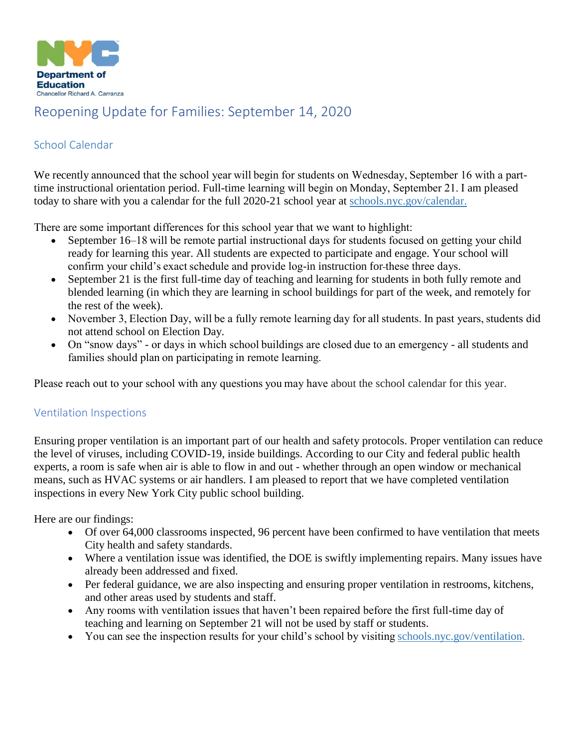NYC Department of Education
Chancellor Richard A. Carranza

# Reopening Update for Families: September 14, 2020

## School Calendar

We recently announced that the school year will begin for students on Wednesday, September 16 with a part-time instructional orientation period. Full-time learning will begin on Monday, September 21. I am pleased today to share with you a calendar for the full 2020-21 school year at schools.nyc.gov/calendar.

There are some important differences for this school year that we want to highlight:

- September 16–18 will be remote partial instructional days for students focused on getting your child ready for learning this year. All students are expected to participate and engage. Your school will confirm your child's exact schedule and provide log-in instruction for these three days.
- September 21 is the first full-time day of teaching and learning for students in both fully remote and blended learning (in which they are learning in school buildings for part of the week, and remotely for the rest of the week).
- November 3, Election Day, will be a fully remote learning day for all students. In past years, students did not attend school on Election Day.
- On "snow days" - or days in which school buildings are closed due to an emergency - all students and families should plan on participating in remote learning.

Please reach out to your school with any questions you may have about the school calendar for this year.

## Ventilation Inspections

Ensuring proper ventilation is an important part of our health and safety protocols. Proper ventilation can reduce the level of viruses, including COVID-19, inside buildings. According to our City and federal public health experts, a room is safe when air is able to flow in and out - whether through an open window or mechanical means, such as HVAC systems or air handlers. I am pleased to report that we have completed ventilation inspections in every New York City public school building.

Here are our findings:

- Of over 64,000 classrooms inspected, 96 percent have been confirmed to have ventilation that meets City health and safety standards.
- Where a ventilation issue was identified, the DOE is swiftly implementing repairs. Many issues have already been addressed and fixed.
- Per federal guidance, we are also inspecting and ensuring proper ventilation in restrooms, kitchens, and other areas used by students and staff.
- Any rooms with ventilation issues that haven't been repaired before the first full-time day of teaching and learning on September 21 will not be used by staff or students.
- You can see the inspection results for your child's school by visiting schools.nyc.gov/ventilation.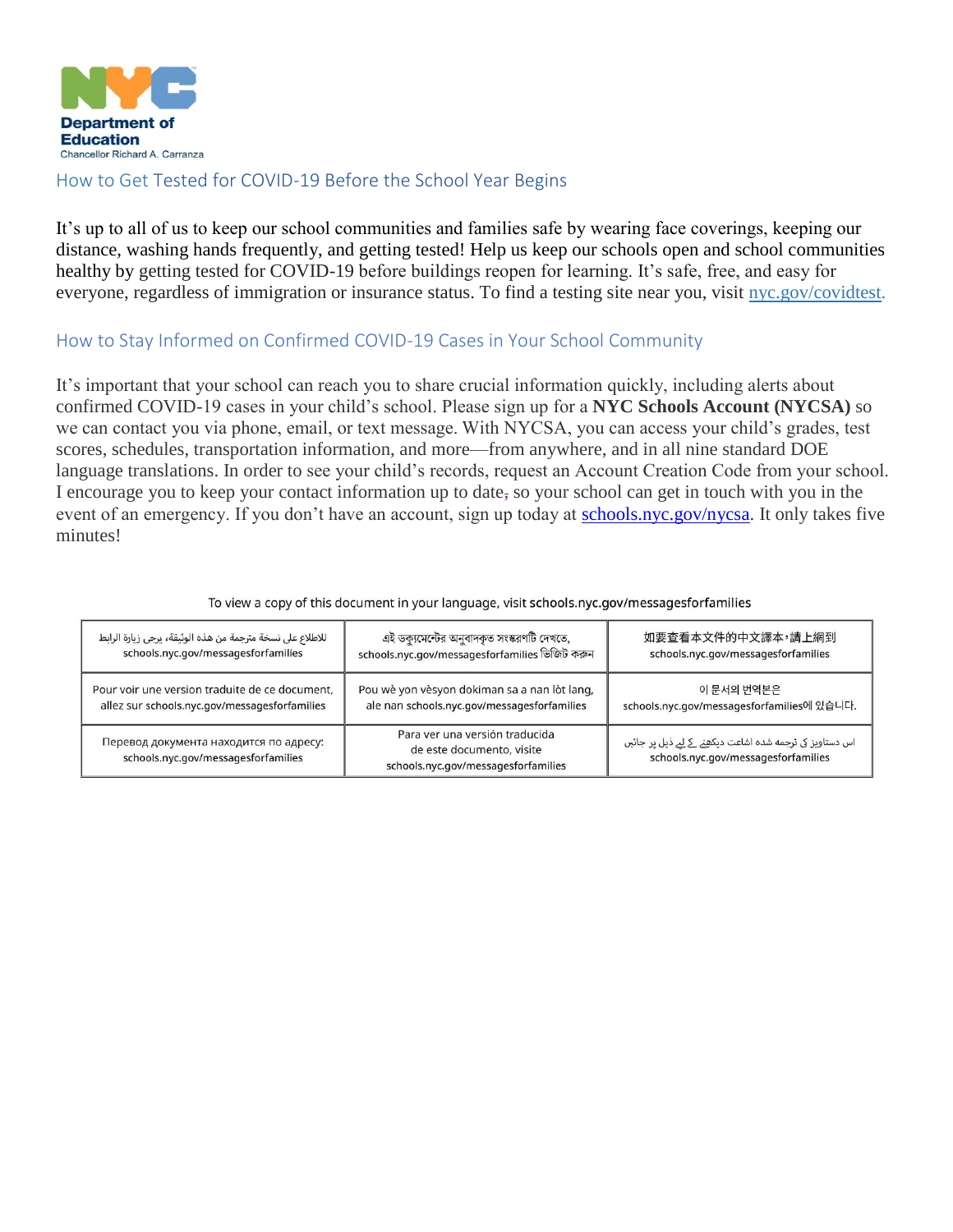Department of Education
Chancellor Richard A. Carranza

## How to Get Tested for COVID-19 Before the School Year Begins

It's up to all of us to keep our school communities and families safe by wearing face coverings, keeping our distance, washing hands frequently, and getting tested! Help us keep our schools open and school communities healthy by getting tested for COVID-19 before buildings reopen for learning. It's safe, free, and easy for everyone, regardless of immigration or insurance status. To find a testing site near you, visit nyc.gov/covidtest.

## How to Stay Informed on Confirmed COVID-19 Cases in Your School Community

It's important that your school can reach you to share crucial information quickly, including alerts about confirmed COVID-19 cases in your child's school. Please sign up for a **NYC Schools Account (NYCSA)** so we can contact you via phone, email, or text message. With NYCSA, you can access your child's grades, test scores, schedules, transportation information, and more—from anywhere, and in all nine standard DOE language translations. In order to see your child's records, request an Account Creation Code from your school. I encourage you to keep your contact information up to date, so your school can get in touch with you in the event of an emergency. If you don't have an account, sign up today at schools.nyc.gov/nycsa. It only takes five minutes!

To view a copy of this document in your language, visit schools.nyc.gov/messagesforfamilies

| | | |
|---|---|---|
| للاطلاع على نسخة مترجمة من هذه الوثيقة، يرجى زيارة الرابط schools.nyc.gov/messagesforfamilies | এই ডকুমেন্টের অনুবাদকৃত সংস্করণটি দেখতে, schools.nyc.gov/messagesforfamilies ভিজিট করুন | 如要查看本文件的中文譯本，請上網到 schools.nyc.gov/messagesforfamilies |
| Pour voir une version traduite de ce document, allez sur schools.nyc.gov/messagesforfamilies | Pou wè yon vèsyon dokiman sa a nan lòt lang, ale nan schools.nyc.gov/messagesforfamilies | 이 문서의 번역본은 schools.nyc.gov/messagesforfamilies에 있습니다. |
| Перевод документа находится по адресу: schools.nyc.gov/messagesforfamilies | Para ver una versión traducida de este documento, visite schools.nyc.gov/messagesforfamilies | اس دستاویز کی ترجمہ شدہ اشاعت دیکھنے کے لیے ذیل پر جائیں schools.nyc.gov/messagesforfamilies |